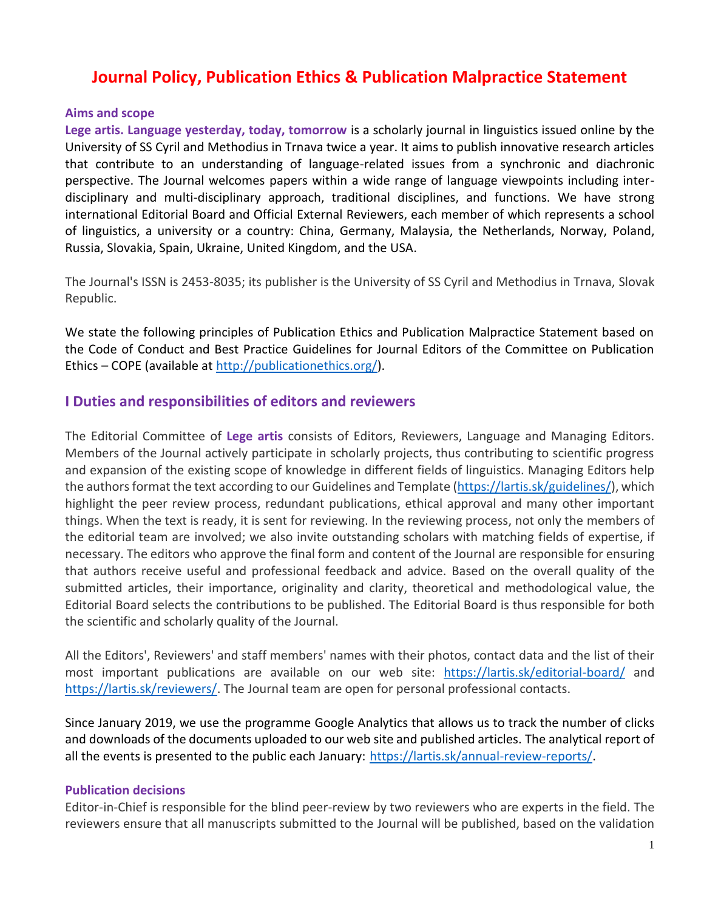# Journal Policy, Publication Ethics & Publication Malpractice Statement

### Aims and scope

**Lege artis. Language yesterday, today, tomorrow** is a scholarly journal in linguistics issued online by the University of SS Cyril and Methodius in Trnava twice a year. It aims to publish innovative research articles that contribute to an understanding of language-related issues from a synchronic and diachronic perspective. The Journal welcomes papers within a wide range of language viewpoints including inter-disciplinary and multi-disciplinary approach, traditional disciplines, and functions. We have strong international Editorial Board and Official External Reviewers, each member of which represents a school of linguistics, a university or a country: China, Germany, Malaysia, the Netherlands, Norway, Poland, Russia, Slovakia, Spain, Ukraine, United Kingdom, and the USA.

The Journal's ISSN is 2453-8035; its publisher is the University of SS Cyril and Methodius in Trnava, Slovak Republic.

We state the following principles of Publication Ethics and Publication Malpractice Statement based on the Code of Conduct and Best Practice Guidelines for Journal Editors of the Committee on Publication Ethics – COPE (available at http://publicationethics.org/).

## I Duties and responsibilities of editors and reviewers

The Editorial Committee of **Lege artis** consists of Editors, Reviewers, Language and Managing Editors. Members of the Journal actively participate in scholarly projects, thus contributing to scientific progress and expansion of the existing scope of knowledge in different fields of linguistics. Managing Editors help the authors format the text according to our Guidelines and Template (https://lartis.sk/guidelines/), which highlight the peer review process, redundant publications, ethical approval and many other important things. When the text is ready, it is sent for reviewing. In the reviewing process, not only the members of the editorial team are involved; we also invite outstanding scholars with matching fields of expertise, if necessary. The editors who approve the final form and content of the Journal are responsible for ensuring that authors receive useful and professional feedback and advice. Based on the overall quality of the submitted articles, their importance, originality and clarity, theoretical and methodological value, the Editorial Board selects the contributions to be published. The Editorial Board is thus responsible for both the scientific and scholarly quality of the Journal.

All the Editors', Reviewers' and staff members' names with their photos, contact data and the list of their most important publications are available on our web site: https://lartis.sk/editorial-board/ and https://lartis.sk/reviewers/. The Journal team are open for personal professional contacts.

Since January 2019, we use the programme Google Analytics that allows us to track the number of clicks and downloads of the documents uploaded to our web site and published articles. The analytical report of all the events is presented to the public each January: https://lartis.sk/annual-review-reports/.

### Publication decisions

Editor-in-Chief is responsible for the blind peer-review by two reviewers who are experts in the field. The reviewers ensure that all manuscripts submitted to the Journal will be published, based on the validation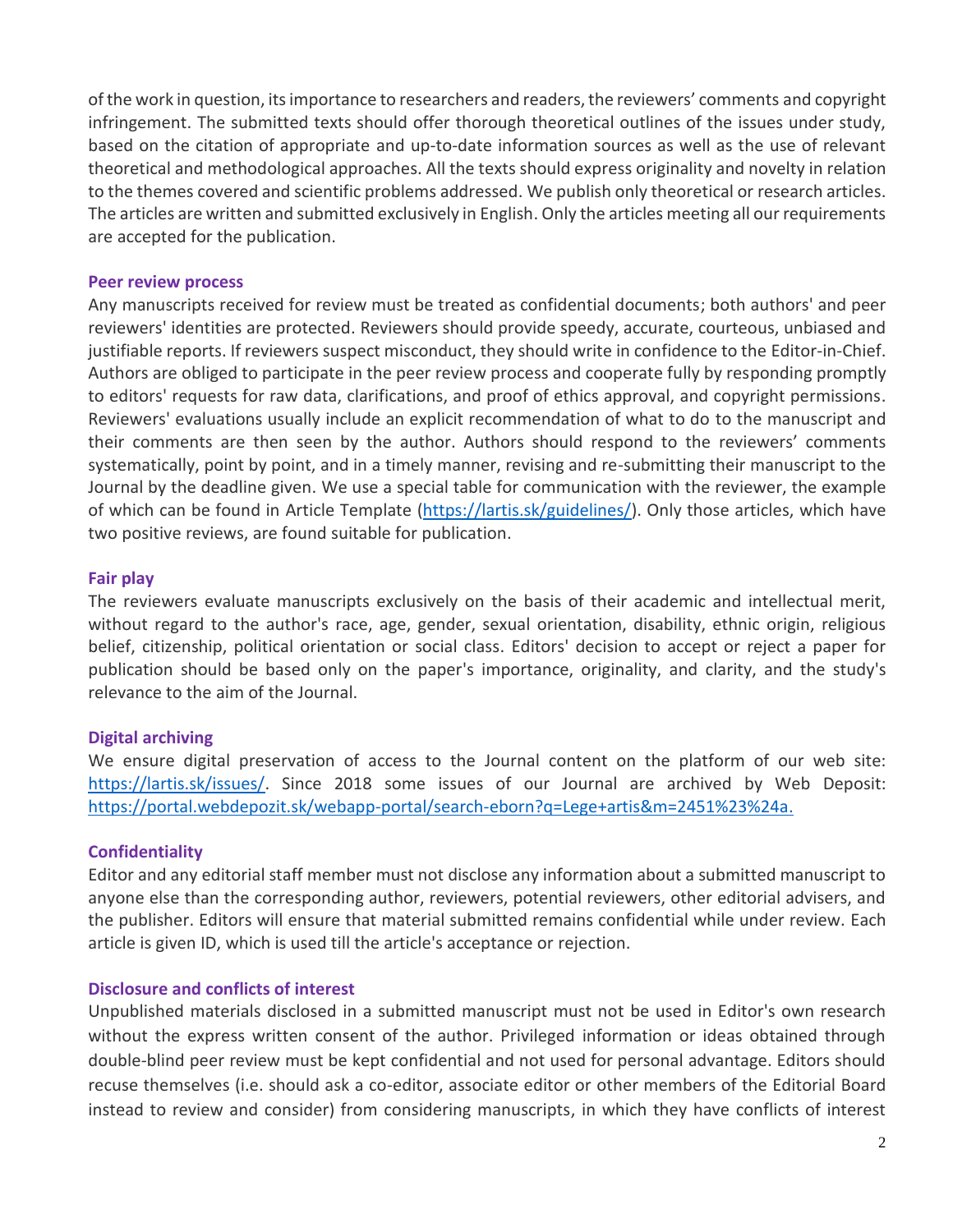of the work in question, its importance to researchers and readers, the reviewers' comments and copyright infringement. The submitted texts should offer thorough theoretical outlines of the issues under study, based on the citation of appropriate and up-to-date information sources as well as the use of relevant theoretical and methodological approaches. All the texts should express originality and novelty in relation to the themes covered and scientific problems addressed. We publish only theoretical or research articles. The articles are written and submitted exclusively in English. Only the articles meeting all our requirements are accepted for the publication.

**Peer review process**

Any manuscripts received for review must be treated as confidential documents; both authors' and peer reviewers' identities are protected. Reviewers should provide speedy, accurate, courteous, unbiased and justifiable reports. If reviewers suspect misconduct, they should write in confidence to the Editor-in-Chief. Authors are obliged to participate in the peer review process and cooperate fully by responding promptly to editors' requests for raw data, clarifications, and proof of ethics approval, and copyright permissions. Reviewers' evaluations usually include an explicit recommendation of what to do to the manuscript and their comments are then seen by the author. Authors should respond to the reviewers' comments systematically, point by point, and in a timely manner, revising and re-submitting their manuscript to the Journal by the deadline given. We use a special table for communication with the reviewer, the example of which can be found in Article Template (https://lartis.sk/guidelines/). Only those articles, which have two positive reviews, are found suitable for publication.

**Fair play**

The reviewers evaluate manuscripts exclusively on the basis of their academic and intellectual merit, without regard to the author's race, age, gender, sexual orientation, disability, ethnic origin, religious belief, citizenship, political orientation or social class. Editors' decision to accept or reject a paper for publication should be based only on the paper's importance, originality, and clarity, and the study's relevance to the aim of the Journal.

**Digital archiving**

We ensure digital preservation of access to the Journal content on the platform of our web site: https://lartis.sk/issues/. Since 2018 some issues of our Journal are archived by Web Deposit: https://portal.webdepozit.sk/webapp-portal/search-eborn?q=Lege+artis&m=2451%23%24a.

**Confidentiality**

Editor and any editorial staff member must not disclose any information about a submitted manuscript to anyone else than the corresponding author, reviewers, potential reviewers, other editorial advisers, and the publisher. Editors will ensure that material submitted remains confidential while under review. Each article is given ID, which is used till the article's acceptance or rejection.

**Disclosure and conflicts of interest**

Unpublished materials disclosed in a submitted manuscript must not be used in Editor's own research without the express written consent of the author. Privileged information or ideas obtained through double-blind peer review must be kept confidential and not used for personal advantage. Editors should recuse themselves (i.e. should ask a co-editor, associate editor or other members of the Editorial Board instead to review and consider) from considering manuscripts, in which they have conflicts of interest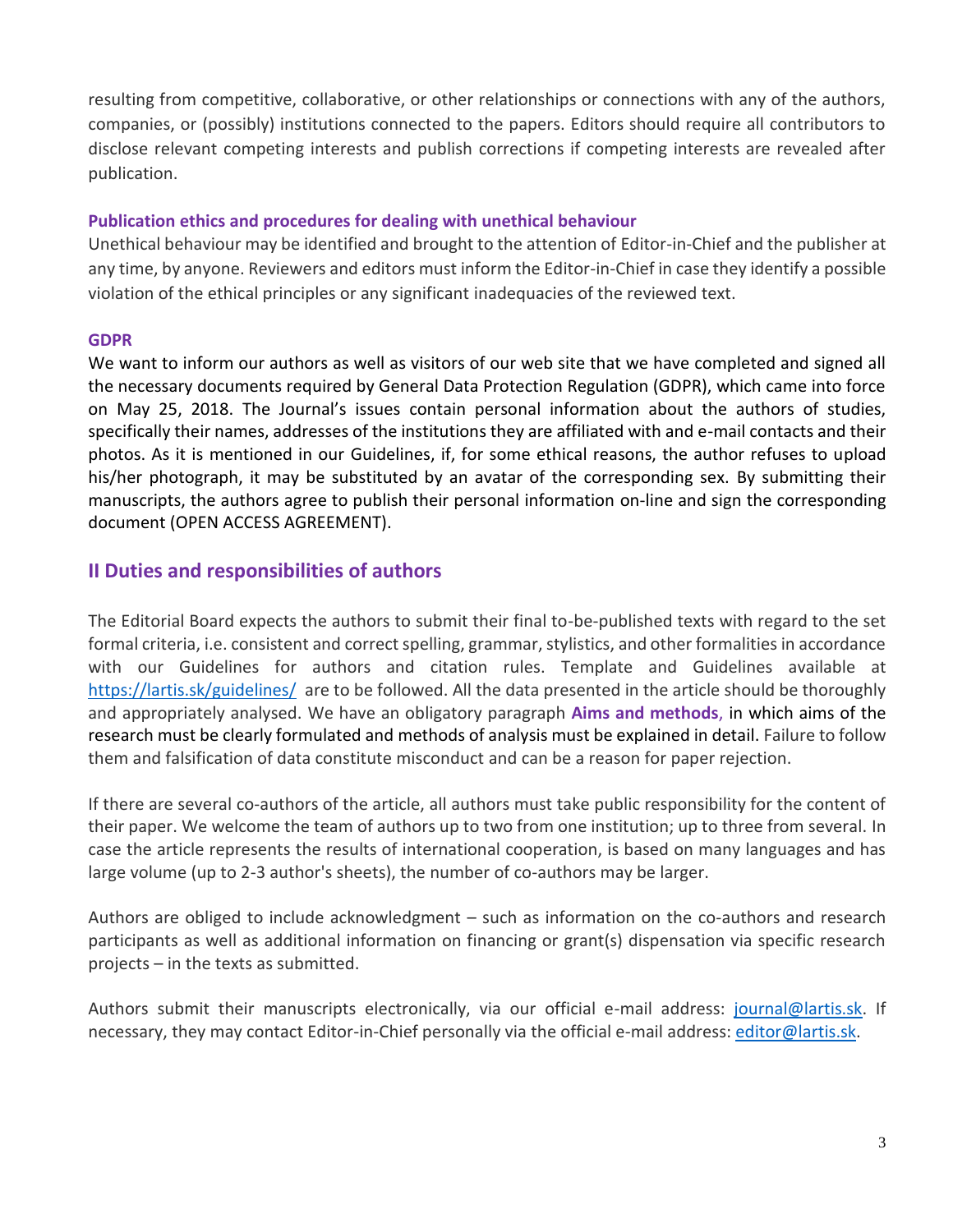resulting from competitive, collaborative, or other relationships or connections with any of the authors, companies, or (possibly) institutions connected to the papers. Editors should require all contributors to disclose relevant competing interests and publish corrections if competing interests are revealed after publication.

### Publication ethics and procedures for dealing with unethical behaviour

Unethical behaviour may be identified and brought to the attention of Editor-in-Chief and the publisher at any time, by anyone. Reviewers and editors must inform the Editor-in-Chief in case they identify a possible violation of the ethical principles or any significant inadequacies of the reviewed text.

### GDPR

We want to inform our authors as well as visitors of our web site that we have completed and signed all the necessary documents required by General Data Protection Regulation (GDPR), which came into force on May 25, 2018. The Journal's issues contain personal information about the authors of studies, specifically their names, addresses of the institutions they are affiliated with and e-mail contacts and their photos. As it is mentioned in our Guidelines, if, for some ethical reasons, the author refuses to upload his/her photograph, it may be substituted by an avatar of the corresponding sex. By submitting their manuscripts, the authors agree to publish their personal information on-line and sign the corresponding document (OPEN ACCESS AGREEMENT).

## II Duties and responsibilities of authors

The Editorial Board expects the authors to submit their final to-be-published texts with regard to the set formal criteria, i.e. consistent and correct spelling, grammar, stylistics, and other formalities in accordance with our Guidelines for authors and citation rules. Template and Guidelines available at https://lartis.sk/guidelines/ are to be followed. All the data presented in the article should be thoroughly and appropriately analysed. We have an obligatory paragraph **Aims and methods**, in which aims of the research must be clearly formulated and methods of analysis must be explained in detail. Failure to follow them and falsification of data constitute misconduct and can be a reason for paper rejection.

If there are several co-authors of the article, all authors must take public responsibility for the content of their paper. We welcome the team of authors up to two from one institution; up to three from several. In case the article represents the results of international cooperation, is based on many languages and has large volume (up to 2-3 author's sheets), the number of co-authors may be larger.

Authors are obliged to include acknowledgment – such as information on the co-authors and research participants as well as additional information on financing or grant(s) dispensation via specific research projects – in the texts as submitted.

Authors submit their manuscripts electronically, via our official e-mail address: journal@lartis.sk. If necessary, they may contact Editor-in-Chief personally via the official e-mail address: editor@lartis.sk.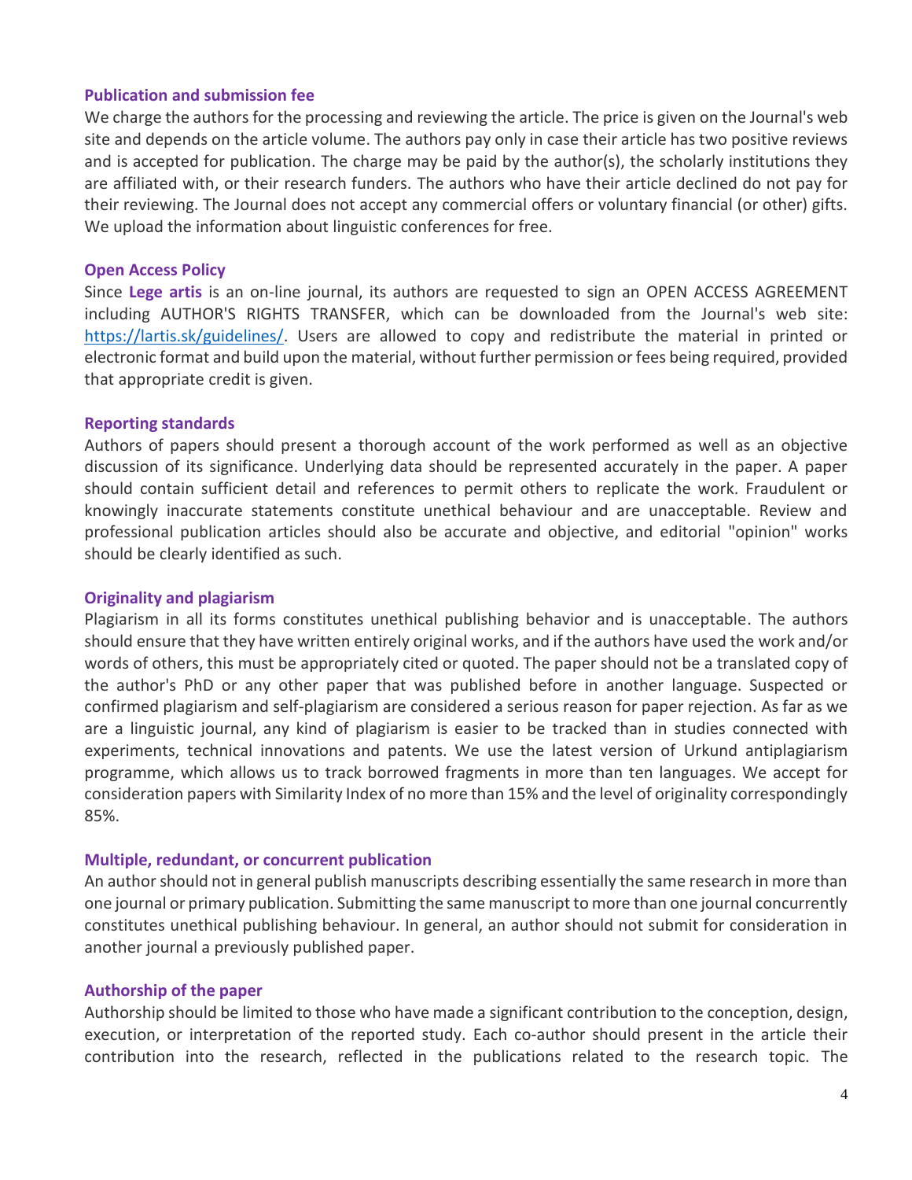### Publication and submission fee

We charge the authors for the processing and reviewing the article. The price is given on the Journal's web site and depends on the article volume. The authors pay only in case their article has two positive reviews and is accepted for publication. The charge may be paid by the author(s), the scholarly institutions they are affiliated with, or their research funders. The authors who have their article declined do not pay for their reviewing. The Journal does not accept any commercial offers or voluntary financial (or other) gifts. We upload the information about linguistic conferences for free.

### Open Access Policy

Since **Lege artis** is an on-line journal, its authors are requested to sign an OPEN ACCESS AGREEMENT including AUTHOR'S RIGHTS TRANSFER, which can be downloaded from the Journal's web site: https://lartis.sk/guidelines/. Users are allowed to copy and redistribute the material in printed or electronic format and build upon the material, without further permission or fees being required, provided that appropriate credit is given.

### Reporting standards

Authors of papers should present a thorough account of the work performed as well as an objective discussion of its significance. Underlying data should be represented accurately in the paper. A paper should contain sufficient detail and references to permit others to replicate the work. Fraudulent or knowingly inaccurate statements constitute unethical behaviour and are unacceptable. Review and professional publication articles should also be accurate and objective, and editorial "opinion" works should be clearly identified as such.

### Originality and plagiarism

Plagiarism in all its forms constitutes unethical publishing behavior and is unacceptable. The authors should ensure that they have written entirely original works, and if the authors have used the work and/or words of others, this must be appropriately cited or quoted. The paper should not be a translated copy of the author's PhD or any other paper that was published before in another language. Suspected or confirmed plagiarism and self-plagiarism are considered a serious reason for paper rejection. As far as we are a linguistic journal, any kind of plagiarism is easier to be tracked than in studies connected with experiments, technical innovations and patents. We use the latest version of Urkund antiplagiarism programme, which allows us to track borrowed fragments in more than ten languages. We accept for consideration papers with Similarity Index of no more than 15% and the level of originality correspondingly 85%.

### Multiple, redundant, or concurrent publication

An author should not in general publish manuscripts describing essentially the same research in more than one journal or primary publication. Submitting the same manuscript to more than one journal concurrently constitutes unethical publishing behaviour. In general, an author should not submit for consideration in another journal a previously published paper.

### Authorship of the paper

Authorship should be limited to those who have made a significant contribution to the conception, design, execution, or interpretation of the reported study. Each co-author should present in the article their contribution into the research, reflected in the publications related to the research topic. The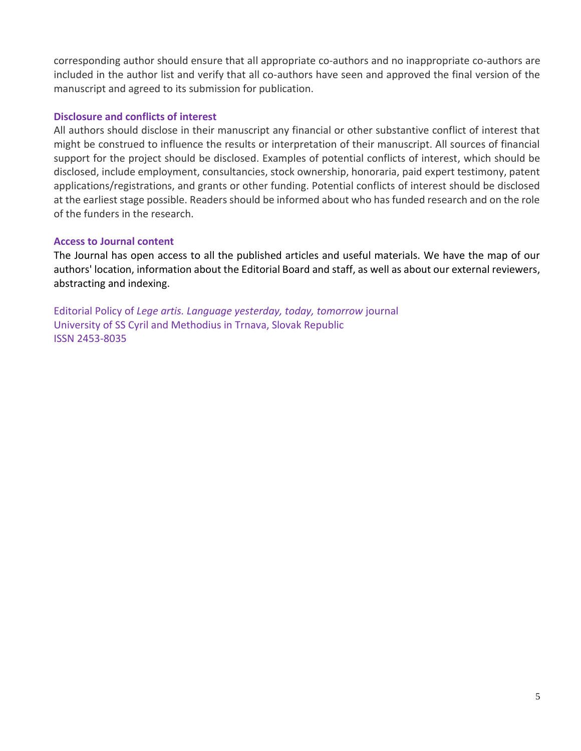corresponding author should ensure that all appropriate co-authors and no inappropriate co-authors are included in the author list and verify that all co-authors have seen and approved the final version of the manuscript and agreed to its submission for publication.

### Disclosure and conflicts of interest

All authors should disclose in their manuscript any financial or other substantive conflict of interest that might be construed to influence the results or interpretation of their manuscript. All sources of financial support for the project should be disclosed. Examples of potential conflicts of interest, which should be disclosed, include employment, consultancies, stock ownership, honoraria, paid expert testimony, patent applications/registrations, and grants or other funding. Potential conflicts of interest should be disclosed at the earliest stage possible. Readers should be informed about who has funded research and on the role of the funders in the research.

### Access to Journal content

The Journal has open access to all the published articles and useful materials. We have the map of our authors' location, information about the Editorial Board and staff, as well as about our external reviewers, abstracting and indexing.

Editorial Policy of *Lege artis. Language yesterday, today, tomorrow* journal
University of SS Cyril and Methodius in Trnava, Slovak Republic
ISSN 2453-8035